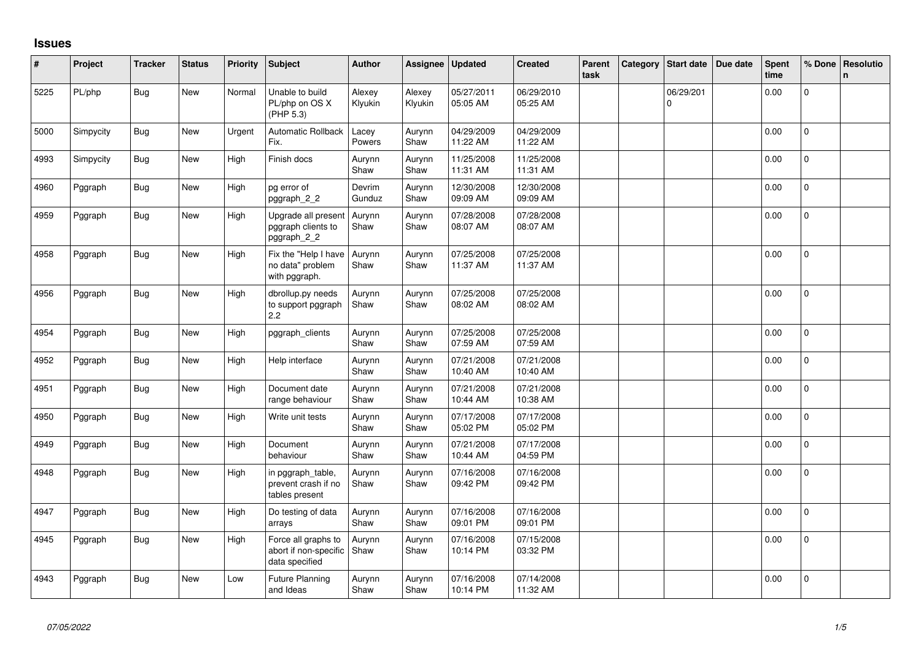# Issues

| # | Project | Tracker | Status | Priority | Subject | Author | Assignee | Updated | Created | Parent task | Category | Start date | Due date | Spent time | % Done | Resolution |
|---|---|---|---|---|---|---|---|---|---|---|---|---|---|---|---|---|
| 5225 | PL/php | Bug | New | Normal | Unable to build PL/php on OS X (PHP 5.3) | Alexey Klyukin | Alexey Klyukin | 05/27/2011 05:05 AM | 06/29/2010 05:25 AM | | | 06/29/2010 | | 0.00 | 0 | |
| 5000 | Simpycity | Bug | New | Urgent | Automatic Rollback Fix. | Lacey Powers | Aurynn Shaw | 04/29/2009 11:22 AM | 04/29/2009 11:22 AM | | | | | 0.00 | 0 | |
| 4993 | Simpycity | Bug | New | High | Finish docs | Aurynn Shaw | Aurynn Shaw | 11/25/2008 11:31 AM | 11/25/2008 11:31 AM | | | | | 0.00 | 0 | |
| 4960 | Pggraph | Bug | New | High | pg error of pggraph_2_2 | Devrim Gunduz | Aurynn Shaw | 12/30/2008 09:09 AM | 12/30/2008 09:09 AM | | | | | 0.00 | 0 | |
| 4959 | Pggraph | Bug | New | High | Upgrade all present pggraph clients to pggraph_2_2 | Aurynn Shaw | Aurynn Shaw | 07/28/2008 08:07 AM | 07/28/2008 08:07 AM | | | | | 0.00 | 0 | |
| 4958 | Pggraph | Bug | New | High | Fix the "Help I have no data" problem with pggraph. | Aurynn Shaw | Aurynn Shaw | 07/25/2008 11:37 AM | 07/25/2008 11:37 AM | | | | | 0.00 | 0 | |
| 4956 | Pggraph | Bug | New | High | dbrollup.py needs to support pggraph 2.2 | Aurynn Shaw | Aurynn Shaw | 07/25/2008 08:02 AM | 07/25/2008 08:02 AM | | | | | 0.00 | 0 | |
| 4954 | Pggraph | Bug | New | High | pggraph_clients | Aurynn Shaw | Aurynn Shaw | 07/25/2008 07:59 AM | 07/25/2008 07:59 AM | | | | | 0.00 | 0 | |
| 4952 | Pggraph | Bug | New | High | Help interface | Aurynn Shaw | Aurynn Shaw | 07/21/2008 10:40 AM | 07/21/2008 10:40 AM | | | | | 0.00 | 0 | |
| 4951 | Pggraph | Bug | New | High | Document date range behaviour | Aurynn Shaw | Aurynn Shaw | 07/21/2008 10:44 AM | 07/21/2008 10:38 AM | | | | | 0.00 | 0 | |
| 4950 | Pggraph | Bug | New | High | Write unit tests | Aurynn Shaw | Aurynn Shaw | 07/17/2008 05:02 PM | 07/17/2008 05:02 PM | | | | | 0.00 | 0 | |
| 4949 | Pggraph | Bug | New | High | Document behaviour | Aurynn Shaw | Aurynn Shaw | 07/21/2008 10:44 AM | 07/17/2008 04:59 PM | | | | | 0.00 | 0 | |
| 4948 | Pggraph | Bug | New | High | in pggraph_table, prevent crash if no tables present | Aurynn Shaw | Aurynn Shaw | 07/16/2008 09:42 PM | 07/16/2008 09:42 PM | | | | | 0.00 | 0 | |
| 4947 | Pggraph | Bug | New | High | Do testing of data arrays | Aurynn Shaw | Aurynn Shaw | 07/16/2008 09:01 PM | 07/16/2008 09:01 PM | | | | | 0.00 | 0 | |
| 4945 | Pggraph | Bug | New | High | Force all graphs to abort if non-specific data specified | Aurynn Shaw | Aurynn Shaw | 07/16/2008 10:14 PM | 07/15/2008 03:32 PM | | | | | 0.00 | 0 | |
| 4943 | Pggraph | Bug | New | Low | Future Planning and Ideas | Aurynn Shaw | Aurynn Shaw | 07/16/2008 10:14 PM | 07/14/2008 11:32 AM | | | | | 0.00 | 0 | |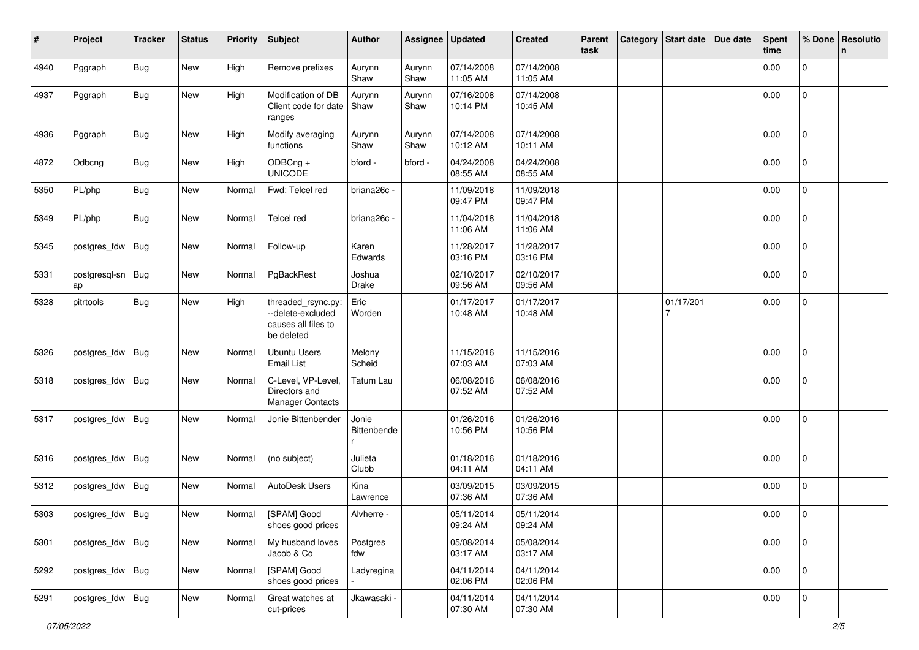| # | Project | Tracker | Status | Priority | Subject | Author | Assignee | Updated | Created | Parent task | Category | Start date | Due date | Spent time | % Done | Resolution |
|---|---|---|---|---|---|---|---|---|---|---|---|---|---|---|---|---|
| 4940 | Pggraph | Bug | New | High | Remove prefixes | Aurynn Shaw | Aurynn Shaw | 07/14/2008 11:05 AM | 07/14/2008 11:05 AM | | | | | 0.00 | 0 | |
| 4937 | Pggraph | Bug | New | High | Modification of DB Client code for date ranges | Aurynn Shaw | Aurynn Shaw | 07/16/2008 10:14 PM | 07/14/2008 10:45 AM | | | | | 0.00 | 0 | |
| 4936 | Pggraph | Bug | New | High | Modify averaging functions | Aurynn Shaw | Aurynn Shaw | 07/14/2008 10:12 AM | 07/14/2008 10:11 AM | | | | | 0.00 | 0 | |
| 4872 | Odbcng | Bug | New | High | ODBCng + UNICODE | bford - | bford - | 04/24/2008 08:55 AM | 04/24/2008 08:55 AM | | | | | 0.00 | 0 | |
| 5350 | PL/php | Bug | New | Normal | Fwd: Telcel red | briana26c - | | 11/09/2018 09:47 PM | 11/09/2018 09:47 PM | | | | | 0.00 | 0 | |
| 5349 | PL/php | Bug | New | Normal | Telcel red | briana26c - | | 11/04/2018 11:06 AM | 11/04/2018 11:06 AM | | | | | 0.00 | 0 | |
| 5345 | postgres_fdw | Bug | New | Normal | Follow-up | Karen Edwards | | 11/28/2017 03:16 PM | 11/28/2017 03:16 PM | | | | | 0.00 | 0 | |
| 5331 | postgresql-snap | Bug | New | Normal | PgBackRest | Joshua Drake | | 02/10/2017 09:56 AM | 02/10/2017 09:56 AM | | | | | 0.00 | 0 | |
| 5328 | pitrtools | Bug | New | High | threaded_rsync.py: --delete-excluded causes all files to be deleted | Eric Worden | | 01/17/2017 10:48 AM | 01/17/2017 10:48 AM | | | 01/17/2017 | | 0.00 | 0 | |
| 5326 | postgres_fdw | Bug | New | Normal | Ubuntu Users Email List | Melony Scheid | | 11/15/2016 07:03 AM | 11/15/2016 07:03 AM | | | | | 0.00 | 0 | |
| 5318 | postgres_fdw | Bug | New | Normal | C-Level, VP-Level, Directors and Manager Contacts | Tatum Lau | | 06/08/2016 07:52 AM | 06/08/2016 07:52 AM | | | | | 0.00 | 0 | |
| 5317 | postgres_fdw | Bug | New | Normal | Jonie Bittenbender | Jonie Bittenbender | | 01/26/2016 10:56 PM | 01/26/2016 10:56 PM | | | | | 0.00 | 0 | |
| 5316 | postgres_fdw | Bug | New | Normal | (no subject) | Julieta Clubb | | 01/18/2016 04:11 AM | 01/18/2016 04:11 AM | | | | | 0.00 | 0 | |
| 5312 | postgres_fdw | Bug | New | Normal | AutoDesk Users | Kina Lawrence | | 03/09/2015 07:36 AM | 03/09/2015 07:36 AM | | | | | 0.00 | 0 | |
| 5303 | postgres_fdw | Bug | New | Normal | [SPAM] Good shoes good prices | Alvherre - | | 05/11/2014 09:24 AM | 05/11/2014 09:24 AM | | | | | 0.00 | 0 | |
| 5301 | postgres_fdw | Bug | New | Normal | My husband loves Jacob & Co | Postgres fdw | | 05/08/2014 03:17 AM | 05/08/2014 03:17 AM | | | | | 0.00 | 0 | |
| 5292 | postgres_fdw | Bug | New | Normal | [SPAM] Good shoes good prices | Ladyregina - | | 04/11/2014 02:06 PM | 04/11/2014 02:06 PM | | | | | 0.00 | 0 | |
| 5291 | postgres_fdw | Bug | New | Normal | Great watches at cut-prices | Jkawasaki - | | 04/11/2014 07:30 AM | 04/11/2014 07:30 AM | | | | | 0.00 | 0 | |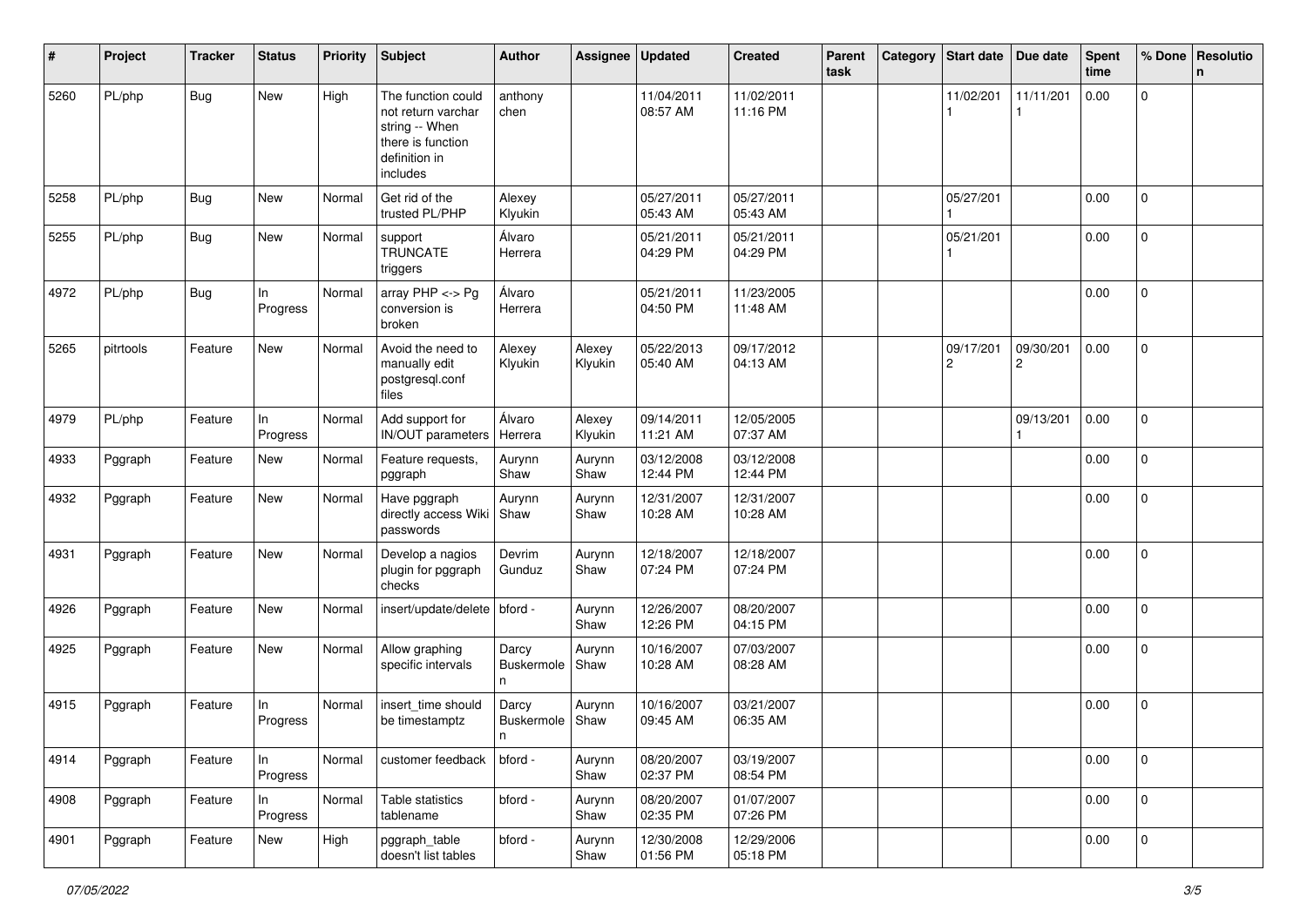| # | Project | Tracker | Status | Priority | Subject | Author | Assignee | Updated | Created | Parent task | Category | Start date | Due date | Spent time | % Done | Resolution |
|---|---|---|---|---|---|---|---|---|---|---|---|---|---|---|---|---|
| 5260 | PL/php | Bug | New | High | The function could not return varchar string -- When there is function definition in includes | anthony chen | | 11/04/2011 08:57 AM | 11/02/2011 11:16 PM | | | 11/02/2011 | 11/11/2011 | 0.00 | 0 | |
| 5258 | PL/php | Bug | New | Normal | Get rid of the trusted PL/PHP | Alexey Klyukin | | 05/27/2011 05:43 AM | 05/27/2011 05:43 AM | | | 05/27/2011 | | 0.00 | 0 | |
| 5255 | PL/php | Bug | New | Normal | support TRUNCATE triggers | Álvaro Herrera | | 05/21/2011 04:29 PM | 05/21/2011 04:29 PM | | | 05/21/2011 | | 0.00 | 0 | |
| 4972 | PL/php | Bug | In Progress | Normal | array PHP <-> Pg conversion is broken | Álvaro Herrera | | 05/21/2011 04:50 PM | 11/23/2005 11:48 AM | | | | | 0.00 | 0 | |
| 5265 | pitrtools | Feature | New | Normal | Avoid the need to manually edit postgresql.conf files | Alexey Klyukin | Alexey Klyukin | 05/22/2013 05:40 AM | 09/17/2012 04:13 AM | | | 09/17/2012 | 09/30/2012 | 0.00 | 0 | |
| 4979 | PL/php | Feature | In Progress | Normal | Add support for IN/OUT parameters | Álvaro Herrera | Alexey Klyukin | 09/14/2011 11:21 AM | 12/05/2005 07:37 AM | | | | 09/13/2011 | 0.00 | 0 | |
| 4933 | Pggraph | Feature | New | Normal | Feature requests, pggraph | Aurynn Shaw | Aurynn Shaw | 03/12/2008 12:44 PM | 03/12/2008 12:44 PM | | | | | 0.00 | 0 | |
| 4932 | Pggraph | Feature | New | Normal | Have pggraph directly access Wiki passwords | Aurynn Shaw | Aurynn Shaw | 12/31/2007 10:28 AM | 12/31/2007 10:28 AM | | | | | 0.00 | 0 | |
| 4931 | Pggraph | Feature | New | Normal | Develop a nagios plugin for pggraph checks | Devrim Gunduz | Aurynn Shaw | 12/18/2007 07:24 PM | 12/18/2007 07:24 PM | | | | | 0.00 | 0 | |
| 4926 | Pggraph | Feature | New | Normal | insert/update/delete | bford - | Aurynn Shaw | 12/26/2007 12:26 PM | 08/20/2007 04:15 PM | | | | | 0.00 | 0 | |
| 4925 | Pggraph | Feature | New | Normal | Allow graphing specific intervals | Darcy Buskermolen | Aurynn Shaw | 10/16/2007 10:28 AM | 07/03/2007 08:28 AM | | | | | 0.00 | 0 | |
| 4915 | Pggraph | Feature | In Progress | Normal | insert_time should be timestamptz | Darcy Buskermolen | Aurynn Shaw | 10/16/2007 09:45 AM | 03/21/2007 06:35 AM | | | | | 0.00 | 0 | |
| 4914 | Pggraph | Feature | In Progress | Normal | customer feedback | bford - | Aurynn Shaw | 08/20/2007 02:37 PM | 03/19/2007 08:54 PM | | | | | 0.00 | 0 | |
| 4908 | Pggraph | Feature | In Progress | Normal | Table statistics tablename | bford - | Aurynn Shaw | 08/20/2007 02:35 PM | 01/07/2007 07:26 PM | | | | | 0.00 | 0 | |
| 4901 | Pggraph | Feature | New | High | pggraph_table doesn't list tables | bford - | Aurynn Shaw | 12/30/2008 01:56 PM | 12/29/2006 05:18 PM | | | | | 0.00 | 0 | |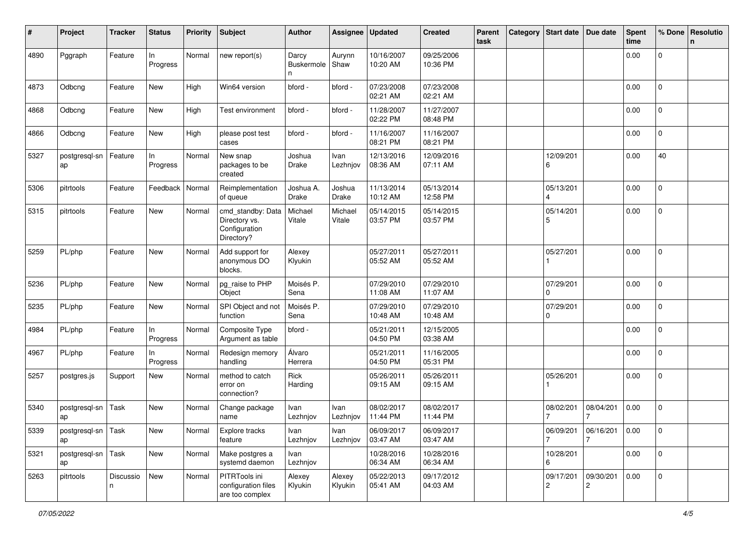| # | Project | Tracker | Status | Priority | Subject | Author | Assignee | Updated | Created | Parent task | Category | Start date | Due date | Spent time | % Done | Resolution |
|---|---|---|---|---|---|---|---|---|---|---|---|---|---|---|---|---|
| 4890 | Pggraph | Feature | In Progress | Normal | new report(s) | Darcy Buskermolen | Aurynn Shaw | 10/16/2007 10:20 AM | 09/25/2006 10:36 PM | | | | | 0.00 | 0 | |
| 4873 | Odbcng | Feature | New | High | Win64 version | bford - | bford - | 07/23/2008 02:21 AM | 07/23/2008 02:21 AM | | | | | 0.00 | 0 | |
| 4868 | Odbcng | Feature | New | High | Test environment | bford - | bford - | 11/28/2007 02:22 PM | 11/27/2007 08:48 PM | | | | | 0.00 | 0 | |
| 4866 | Odbcng | Feature | New | High | please post test cases | bford - | bford - | 11/16/2007 08:21 PM | 11/16/2007 08:21 PM | | | | | 0.00 | 0 | |
| 5327 | postgresql-snap | Feature | In Progress | Normal | New snap packages to be created | Joshua Drake | Ivan Lezhnjov | 12/13/2016 08:36 AM | 12/09/2016 07:11 AM | | | 12/09/2016 | | 0.00 | 40 | |
| 5306 | pitrtools | Feature | Feedback | Normal | Reimplementation of queue | Joshua A. Drake | Joshua Drake | 11/13/2014 10:12 AM | 05/13/2014 12:58 PM | | | 05/13/2014 | | 0.00 | 0 | |
| 5315 | pitrtools | Feature | New | Normal | cmd_standby: Data Directory vs. Configuration Directory? | Michael Vitale | Michael Vitale | 05/14/2015 03:57 PM | 05/14/2015 03:57 PM | | | 05/14/2015 | | 0.00 | 0 | |
| 5259 | PL/php | Feature | New | Normal | Add support for anonymous DO blocks. | Alexey Klyukin | | 05/27/2011 05:52 AM | 05/27/2011 05:52 AM | | | 05/27/2011 | | 0.00 | 0 | |
| 5236 | PL/php | Feature | New | Normal | pg_raise to PHP Object | Moisés P. Sena | | 07/29/2010 11:08 AM | 07/29/2010 11:07 AM | | | 07/29/2010 | | 0.00 | 0 | |
| 5235 | PL/php | Feature | New | Normal | SPI Object and not function | Moisés P. Sena | | 07/29/2010 10:48 AM | 07/29/2010 10:48 AM | | | 07/29/2010 | | 0.00 | 0 | |
| 4984 | PL/php | Feature | In Progress | Normal | Composite Type Argument as table | bford - | | 05/21/2011 04:50 PM | 12/15/2005 03:38 AM | | | | | 0.00 | 0 | |
| 4967 | PL/php | Feature | In Progress | Normal | Redesign memory handling | Álvaro Herrera | | 05/21/2011 04:50 PM | 11/16/2005 05:31 PM | | | | | 0.00 | 0 | |
| 5257 | postgres.js | Support | New | Normal | method to catch error on connection? | Rick Harding | | 05/26/2011 09:15 AM | 05/26/2011 09:15 AM | | | 05/26/2011 | | 0.00 | 0 | |
| 5340 | postgresql-snap | Task | New | Normal | Change package name | Ivan Lezhnjov | Ivan Lezhnjov | 08/02/2017 11:44 PM | 08/02/2017 11:44 PM | | | 08/02/2017 | 08/04/2017 | 0.00 | 0 | |
| 5339 | postgresql-snap | Task | New | Normal | Explore tracks feature | Ivan Lezhnjov | Ivan Lezhnjov | 06/09/2017 03:47 AM | 06/09/2017 03:47 AM | | | 06/09/2017 | 06/16/2017 | 0.00 | 0 | |
| 5321 | postgresql-snap | Task | New | Normal | Make postgres a systemd daemon | Ivan Lezhnjov | | 10/28/2016 06:34 AM | 10/28/2016 06:34 AM | | | 10/28/2016 | | 0.00 | 0 | |
| 5263 | pitrtools | Discussion | New | Normal | PITRTools ini configuration files are too complex | Alexey Klyukin | Alexey Klyukin | 05/22/2013 05:41 AM | 09/17/2012 04:03 AM | | | 09/17/2012 | 09/30/2012 | 0.00 | 0 | |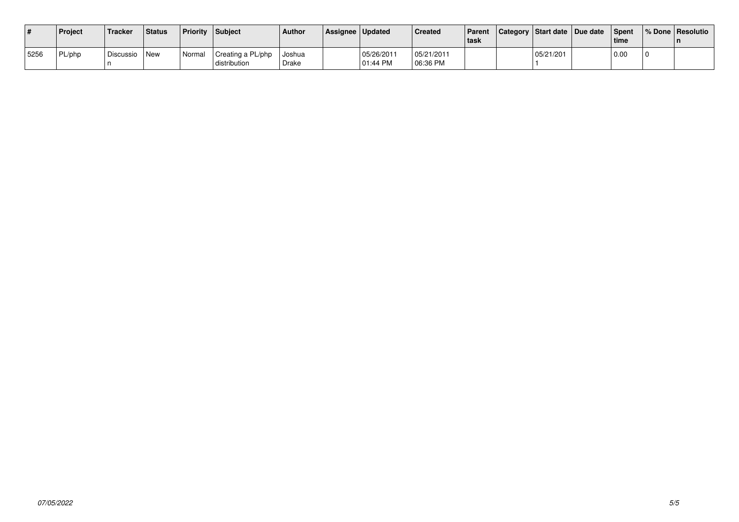| # | Project | Tracker | Status | Priority | Subject | Author | Assignee | Updated | Created | Parent task | Category | Start date | Due date | Spent time | % Done | Resolution |
|---|---|---|---|---|---|---|---|---|---|---|---|---|---|---|---|---|
| 5256 | PL/php | Discussion | New | Normal | Creating a PL/php distribution | Joshua Drake | | 05/26/2011 01:44 PM | 05/21/2011 06:36 PM | | | 05/21/2011 | | 0.00 | 0 | |